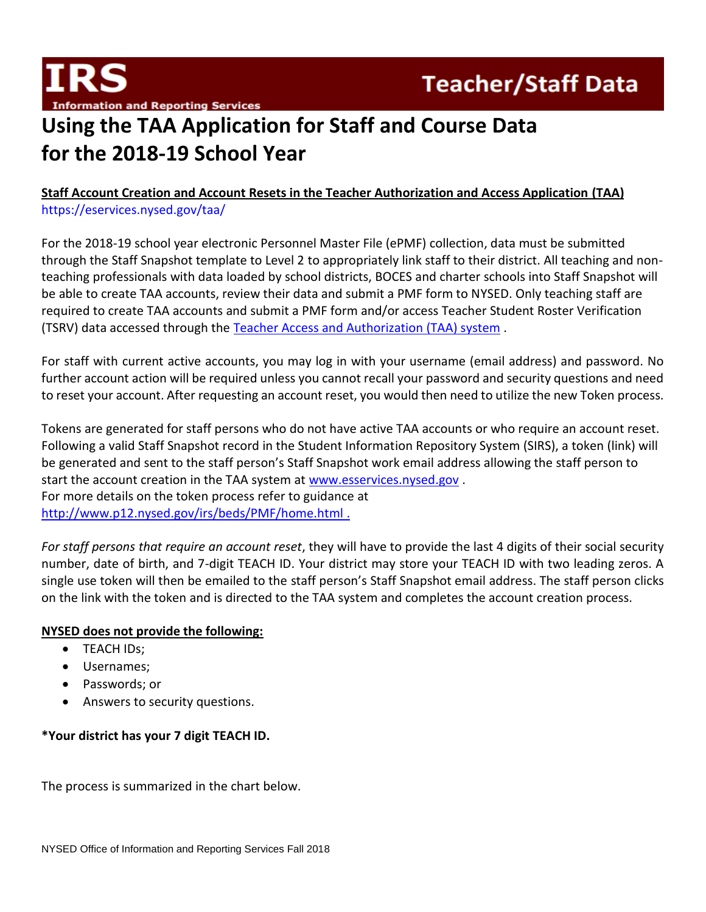**IRS**
Information and Reporting Services

**Teacher/Staff Data**

# Using the TAA Application for Staff and Course Data for the 2018-19 School Year

**Staff Account Creation and Account Resets in the Teacher Authorization and Access Application (TAA)**
https://eservices.nysed.gov/taa/

For the 2018-19 school year electronic Personnel Master File (ePMF) collection, data must be submitted through the Staff Snapshot template to Level 2 to appropriately link staff to their district. All teaching and non-teaching professionals with data loaded by school districts, BOCES and charter schools into Staff Snapshot will be able to create TAA accounts, review their data and submit a PMF form to NYSED. Only teaching staff are required to create TAA accounts and submit a PMF form and/or access Teacher Student Roster Verification (TSRV) data accessed through the [Teacher Access and Authorization (TAA) system](https://eservices.nysed.gov/taa/) .

For staff with current active accounts, you may log in with your username (email address) and password. No further account action will be required unless you cannot recall your password and security questions and need to reset your account. After requesting an account reset, you would then need to utilize the new Token process.

Tokens are generated for staff persons who do not have active TAA accounts or who require an account reset. Following a valid Staff Snapshot record in the Student Information Repository System (SIRS), a token (link) will be generated and sent to the staff person's Staff Snapshot work email address allowing the staff person to start the account creation in the TAA system at [www.esservices.nysed.gov](www.esservices.nysed.gov) .
For more details on the token process refer to guidance at
[http://www.p12.nysed.gov/irs/beds/PMF/home.html .](http://www.p12.nysed.gov/irs/beds/PMF/home.html)

*For staff persons that require an account reset*, they will have to provide the last 4 digits of their social security number, date of birth, and 7-digit TEACH ID. Your district may store your TEACH ID with two leading zeros. A single use token will then be emailed to the staff person's Staff Snapshot email address. The staff person clicks on the link with the token and is directed to the TAA system and completes the account creation process.

**NYSED does not provide the following:**

- TEACH IDs;
- Usernames;
- Passwords; or
- Answers to security questions.

***Your district has your 7 digit TEACH ID.**

The process is summarized in the chart below.

NYSED Office of Information and Reporting Services Fall 2018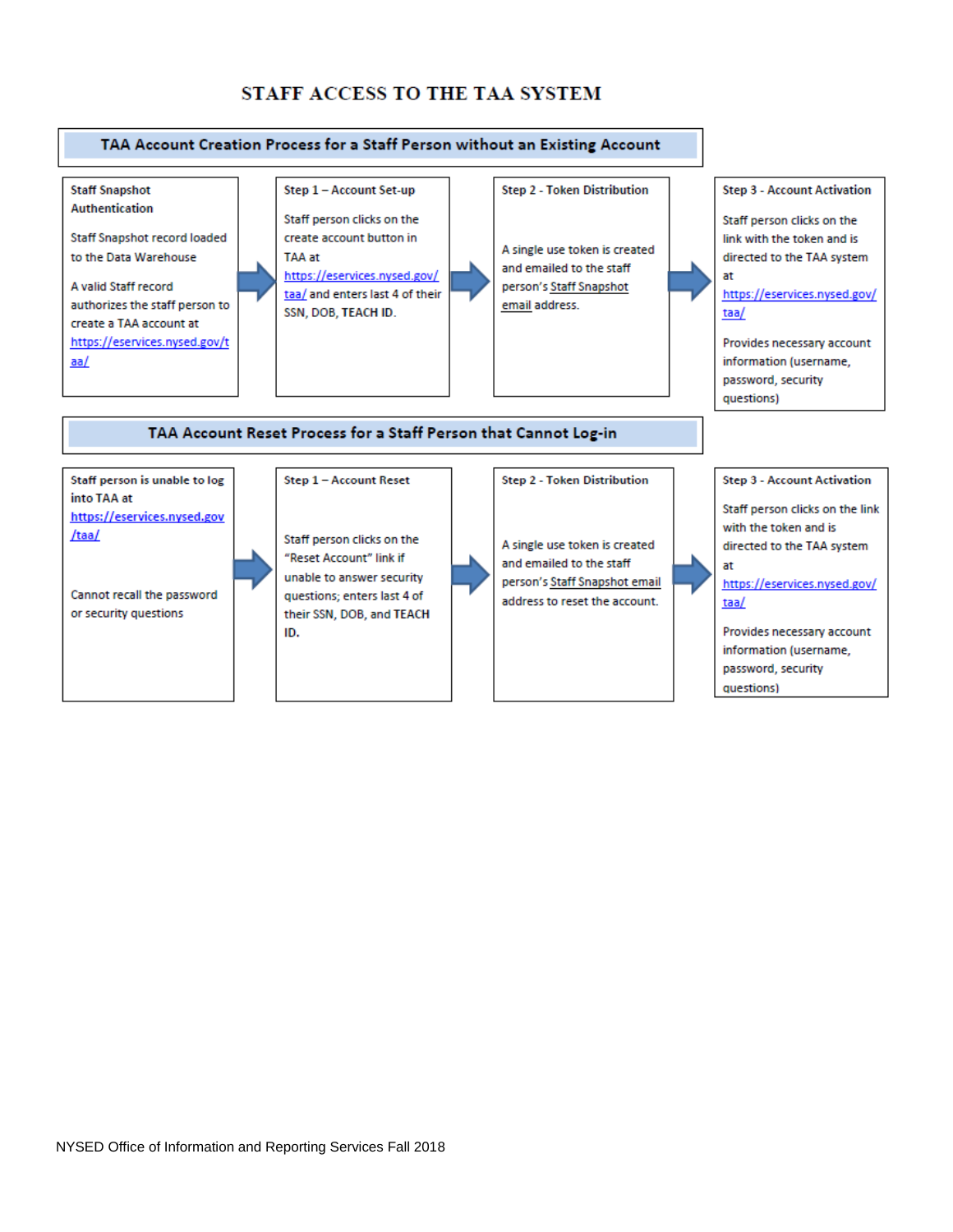# STAFF ACCESS TO THE TAA SYSTEM

## TAA Account Creation Process for a Staff Person without an Existing Account

**Staff Snapshot Authentication**

Staff Snapshot record loaded to the Data Warehouse

A valid Staff record authorizes the staff person to create a TAA account at https://eservices.nysed.gov/taa/

→

**Step 1 – Account Set-up**

Staff person clicks on the create account button in TAA at https://eservices.nysed.gov/taa/ and enters last 4 of their SSN, DOB, **TEACH ID**.

→

**Step 2 - Token Distribution**

A single use token is created and emailed to the staff person's Staff Snapshot email address.

→

**Step 3 - Account Activation**

Staff person clicks on the link with the token and is directed to the TAA system at https://eservices.nysed.gov/taa/

Provides necessary account information (username, password, security questions)

## TAA Account Reset Process for a Staff Person that Cannot Log-in

**Staff person is unable to log into TAA at** https://eservices.nysed.gov/taa/

Cannot recall the password or security questions

→

**Step 1 – Account Reset**

Staff person clicks on the "Reset Account" link if unable to answer security questions; enters last 4 of their SSN, DOB, and **TEACH ID.**

→

**Step 2 - Token Distribution**

A single use token is created and emailed to the staff person's Staff Snapshot email address to reset the account.

→

**Step 3 - Account Activation**

Staff person clicks on the link with the token and is directed to the TAA system at https://eservices.nysed.gov/taa/

Provides necessary account information (username, password, security questions)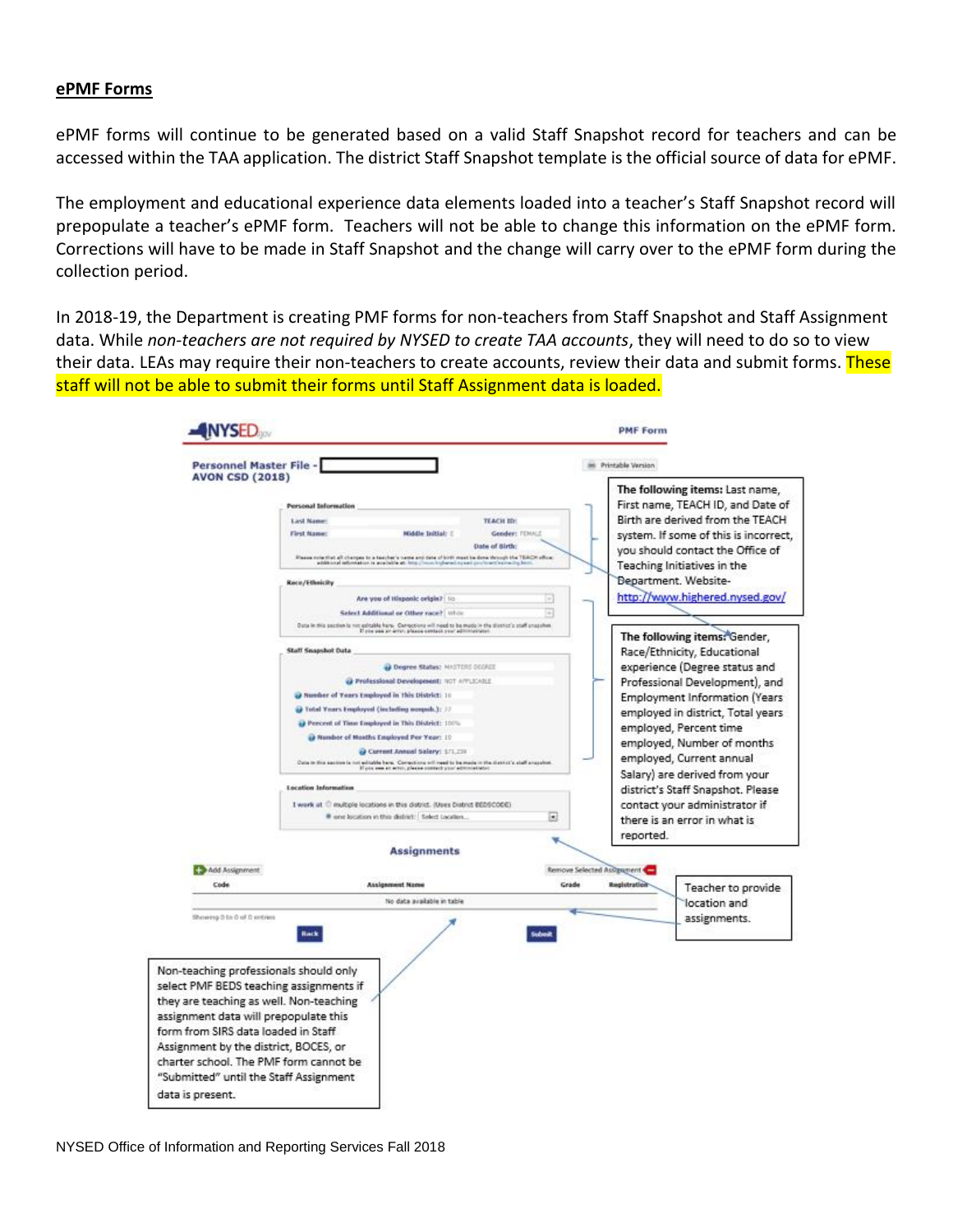## ePMF Forms

ePMF forms will continue to be generated based on a valid Staff Snapshot record for teachers and can be accessed within the TAA application. The district Staff Snapshot template is the official source of data for ePMF.

The employment and educational experience data elements loaded into a teacher's Staff Snapshot record will prepopulate a teacher's ePMF form. Teachers will not be able to change this information on the ePMF form. Corrections will have to be made in Staff Snapshot and the change will carry over to the ePMF form during the collection period.

In 2018-19, the Department is creating PMF forms for non-teachers from Staff Snapshot and Staff Assignment data. While *non-teachers are not required by NYSED to create TAA accounts*, they will need to do so to view their data. LEAs may require their non-teachers to create accounts, review their data and submit forms. These staff will not be able to submit their forms until Staff Assignment data is loaded.

The following items: Last name, First name, TEACH ID, and Date of Birth are derived from the TEACH system. If some of this is incorrect, you should contact the Office of Teaching Initiatives in the Department. Website- http://www.highered.nysed.gov/

The following items: Gender, Race/Ethnicity, Educational experience (Degree status and Professional Development), and Employment Information (Years employed in district, Total years employed, Percent time employed, Number of months employed, Current annual Salary) are derived from your district's Staff Snapshot. Please contact your administrator if there is an error in what is reported.

Teacher to provide location and assignments.

Non-teaching professionals should only select PMF BEDS teaching assignments if they are teaching as well. Non-teaching assignment data will prepopulate this form from SIRS data loaded in Staff Assignment by the district, BOCES, or charter school. The PMF form cannot be "Submitted" until the Staff Assignment data is present.

NYSED Office of Information and Reporting Services Fall 2018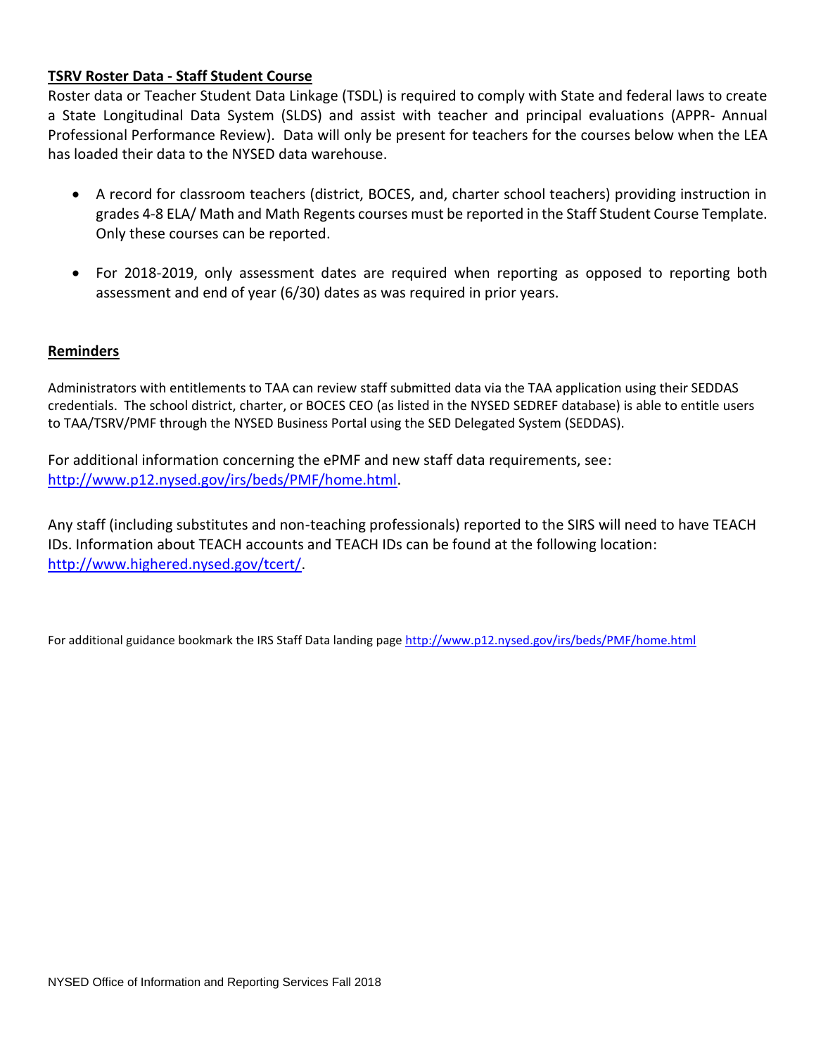**TSRV Roster Data - Staff Student Course**

Roster data or Teacher Student Data Linkage (TSDL) is required to comply with State and federal laws to create a State Longitudinal Data System (SLDS) and assist with teacher and principal evaluations (APPR- Annual Professional Performance Review). Data will only be present for teachers for the courses below when the LEA has loaded their data to the NYSED data warehouse.

- A record for classroom teachers (district, BOCES, and, charter school teachers) providing instruction in grades 4-8 ELA/ Math and Math Regents courses must be reported in the Staff Student Course Template. Only these courses can be reported.
- For 2018-2019, only assessment dates are required when reporting as opposed to reporting both assessment and end of year (6/30) dates as was required in prior years.

**Reminders**

Administrators with entitlements to TAA can review staff submitted data via the TAA application using their SEDDAS credentials. The school district, charter, or BOCES CEO (as listed in the NYSED SEDREF database) is able to entitle users to TAA/TSRV/PMF through the NYSED Business Portal using the SED Delegated System (SEDDAS).

For additional information concerning the ePMF and new staff data requirements, see: http://www.p12.nysed.gov/irs/beds/PMF/home.html.

Any staff (including substitutes and non-teaching professionals) reported to the SIRS will need to have TEACH IDs. Information about TEACH accounts and TEACH IDs can be found at the following location: http://www.highered.nysed.gov/tcert/.

For additional guidance bookmark the IRS Staff Data landing page http://www.p12.nysed.gov/irs/beds/PMF/home.html